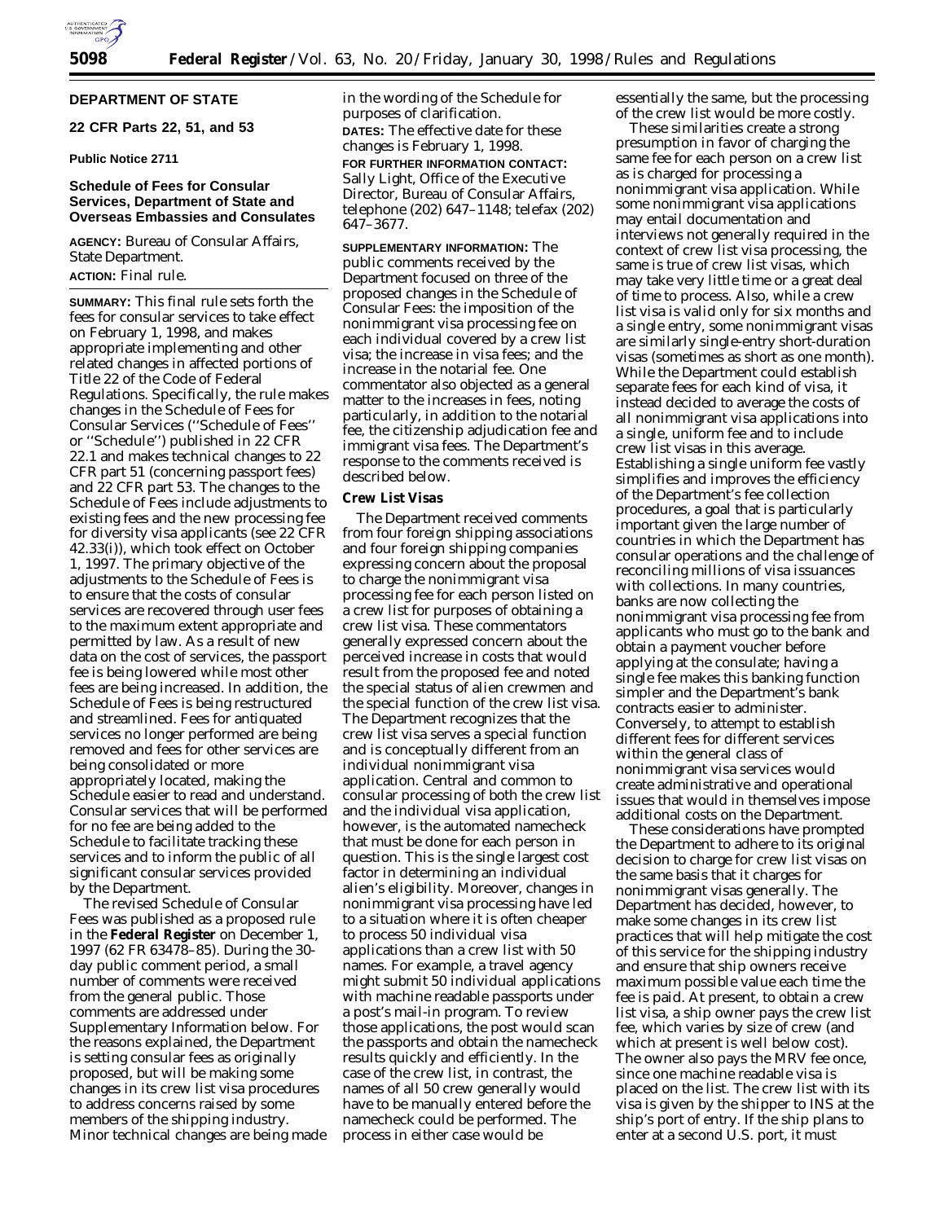**DEPARTMENT OF STATE**

**22 CFR Parts 22, 51, and 53**

**Public Notice 2711**

## Schedule of Fees for Consular Services, Department of State and Overseas Embassies and Consulates

**AGENCY:** Bureau of Consular Affairs, State Department.

**ACTION:** Final rule.

**SUMMARY:** This final rule sets forth the fees for consular services to take effect on February 1, 1998, and makes appropriate implementing and other related changes in affected portions of Title 22 of the Code of Federal Regulations. Specifically, the rule makes changes in the Schedule of Fees for Consular Services (''Schedule of Fees'' or ''Schedule'') published in 22 CFR 22.1 and makes technical changes to 22 CFR part 51 (concerning passport fees) and 22 CFR part 53. The changes to the Schedule of Fees include adjustments to existing fees and the new processing fee for diversity visa applicants (see 22 CFR 42.33(i)), which took effect on October 1, 1997. The primary objective of the adjustments to the Schedule of Fees is to ensure that the costs of consular services are recovered through user fees to the maximum extent appropriate and permitted by law. As a result of new data on the cost of services, the passport fee is being lowered while most other fees are being increased. In addition, the Schedule of Fees is being restructured and streamlined. Fees for antiquated services no longer performed are being removed and fees for other services are being consolidated or more appropriately located, making the Schedule easier to read and understand. Consular services that will be performed for no fee are being added to the Schedule to facilitate tracking these services and to inform the public of all significant consular services provided by the Department.

The revised Schedule of Consular Fees was published as a proposed rule in the **Federal Register** on December 1, 1997 (62 FR 63478–85). During the 30-day public comment period, a small number of comments were received from the general public. Those comments are addressed under Supplementary Information below. For the reasons explained, the Department is setting consular fees as originally proposed, but will be making some changes in its crew list visa procedures to address concerns raised by some members of the shipping industry. Minor technical changes are being made in the wording of the Schedule for purposes of clarification.

**DATES:** The effective date for these changes is February 1, 1998.

**FOR FURTHER INFORMATION CONTACT:** Sally Light, Office of the Executive Director, Bureau of Consular Affairs, telephone (202) 647–1148; telefax (202) 647–3677.

**SUPPLEMENTARY INFORMATION:** The public comments received by the Department focused on three of the proposed changes in the Schedule of Consular Fees: the imposition of the nonimmigrant visa processing fee on each individual covered by a crew list visa; the increase in visa fees; and the increase in the notarial fee. One commentator also objected as a general matter to the increases in fees, noting particularly, in addition to the notarial fee, the citizenship adjudication fee and immigrant visa fees. The Department's response to the comments received is described below.

**Crew List Visas**

The Department received comments from four foreign shipping associations and four foreign shipping companies expressing concern about the proposal to charge the nonimmigrant visa processing fee for each person listed on a crew list for purposes of obtaining a crew list visa. These commentators generally expressed concern about the perceived increase in costs that would result from the proposed fee and noted the special status of alien crewmen and the special function of the crew list visa. The Department recognizes that the crew list visa serves a special function and is conceptually different from an individual nonimmigrant visa application. Central and common to consular processing of both the crew list and the individual visa application, however, is the automated namecheck that must be done for each person in question. This is the single largest cost factor in determining an individual alien's eligibility. Moreover, changes in nonimmigrant visa processing have led to a situation where it is often cheaper to process 50 individual visa applications than a crew list with 50 names. For example, a travel agency might submit 50 individual applications with machine readable passports under a post's mail-in program. To review those applications, the post would scan the passports and obtain the namecheck results quickly and efficiently. In the case of the crew list, in contrast, the names of all 50 crew generally would have to be manually entered before the namecheck could be performed. The process in either case would be essentially the same, but the processing of the crew list would be more costly.

These similarities create a strong presumption in favor of charging the same fee for each person on a crew list as is charged for processing a nonimmigrant visa application. While some nonimmigrant visa applications may entail documentation and interviews not generally required in the context of crew list visa processing, the same is true of crew list visas, which may take very little time or a great deal of time to process. Also, while a crew list visa is valid only for six months and a single entry, some nonimmigrant visas are similarly single-entry short-duration visas (sometimes as short as one month). While the Department could establish separate fees for each kind of visa, it instead decided to average the costs of all nonimmigrant visa applications into a single, uniform fee and to include crew list visas in this average. Establishing a single uniform fee vastly simplifies and improves the efficiency of the Department's fee collection procedures, a goal that is particularly important given the large number of countries in which the Department has consular operations and the challenge of reconciling millions of visa issuances with collections. In many countries, banks are now collecting the nonimmigrant visa processing fee from applicants who must go to the bank and obtain a payment voucher before applying at the consulate; having a single fee makes this banking function simpler and the Department's bank contracts easier to administer. Conversely, to attempt to establish different fees for different services within the general class of nonimmigrant visa services would create administrative and operational issues that would in themselves impose additional costs on the Department.

These considerations have prompted the Department to adhere to its original decision to charge for crew list visas on the same basis that it charges for nonimmigrant visas generally. The Department has decided, however, to make some changes in its crew list practices that will help mitigate the cost of this service for the shipping industry and ensure that ship owners receive maximum possible value each time the fee is paid. At present, to obtain a crew list visa, a ship owner pays the crew list fee, which varies by size of crew (and which at present is well below cost). The owner also pays the MRV fee once, since one machine readable visa is placed on the list. The crew list with its visa is given by the shipper to INS at the ship's port of entry. If the ship plans to enter at a second U.S. port, it must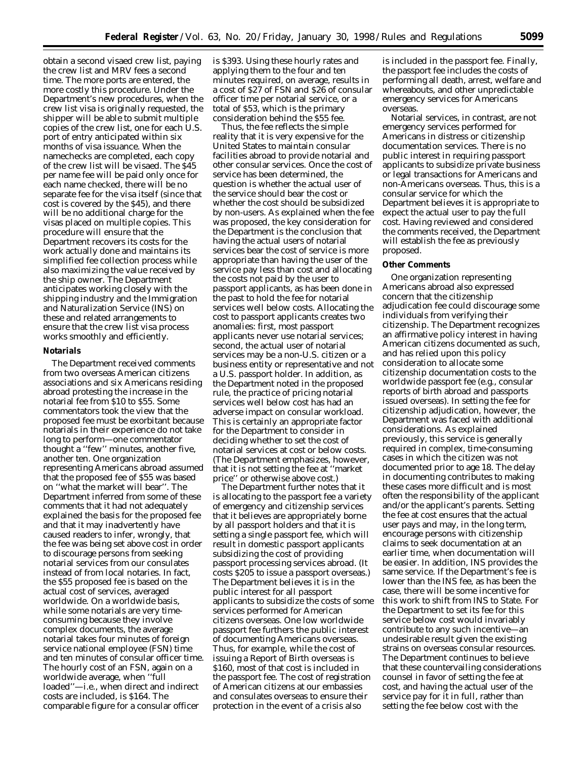obtain a second visaed crew list, paying the crew list and MRV fees a second time. The more ports are entered, the more costly this procedure. Under the Department's new procedures, when the crew list visa is originally requested, the shipper will be able to submit multiple copies of the crew list, one for each U.S. port of entry anticipated within six months of visa issuance. When the namechecks are completed, each copy of the crew list will be visaed. The $45 per name fee will be paid only once for each name checked, there will be no separate fee for the visa itself (since that cost is covered by the $45), and there will be no additional charge for the visas placed on multiple copies. This procedure will ensure that the Department recovers its costs for the work actually done and maintains its simplified fee collection process while also maximizing the value received by the ship owner. The Department anticipates working closely with the shipping industry and the Immigration and Naturalization Service (INS) on these and related arrangements to ensure that the crew list visa process works smoothly and efficiently.

**Notarials**

The Department received comments from two overseas American citizens associations and six Americans residing abroad protesting the increase in the notarial fee from $10 to $55. Some commentators took the view that the proposed fee must be exorbitant because notarials in their experience do not take long to perform—one commentator thought a ''few'' minutes, another five, another ten. One organization representing Americans abroad assumed that the proposed fee of $55 was based on ''what the market will bear''. The Department inferred from some of these comments that it had not adequately explained the basis for the proposed fee and that it may inadvertently have caused readers to infer, wrongly, that the fee was being set above cost in order to discourage persons from seeking notarial services from our consulates instead of from local notaries. In fact, the $55 proposed fee is based on the actual cost of services, averaged worldwide. On a worldwide basis, while some notarials are very time-consuming because they involve complex documents, the average notarial takes four minutes of foreign service national employee (FSN) time and ten minutes of consular officer time. The hourly cost of an FSN, again on a worldwide average, when ''full loaded''—i.e., when direct and indirect costs are included, is $164. The comparable figure for a consular officer is $393. Using these hourly rates and applying them to the four and ten minutes required, on average, results in a cost of $27 of FSN and $26 of consular officer time per notarial service, or a total of $53, which is the primary consideration behind the $55 fee.

Thus, the fee reflects the simple reality that it is very expensive for the United States to maintain consular facilities abroad to provide notarial and other consular services. Once the cost of service has been determined, the question is whether the actual user of the service should bear the cost or whether the cost should be subsidized by non-users. As explained when the fee was proposed, the key consideration for the Department is the conclusion that having the actual users of notarial services bear the cost of service is more appropriate than having the user of the service pay less than cost and allocating the costs not paid by the user to passport applicants, as has been done in the past to hold the fee for notarial services well below costs. Allocating the cost to passport applicants creates two anomalies: first, most passport applicants never use notarial services; second, the actual user of notarial services may be a non-U.S. citizen or a business entity or representative and not a U.S. passport holder. In addition, as the Department noted in the proposed rule, the practice of pricing notarial services well below cost has had an adverse impact on consular workload. This is certainly an appropriate factor for the Department to consider in deciding whether to set the cost of notarial services at cost or below costs. (The Department emphasizes, however, that it is not setting the fee at ''market price'' or otherwise above cost.)

The Department further notes that it is allocating to the passport fee a variety of emergency and citizenship services that it believes are appropriately borne by all passport holders and that it is setting a single passport fee, which will result in domestic passport applicants subsidizing the cost of providing passport processing services abroad. (It costs $205 to issue a passport overseas.) The Department believes it is in the public interest for all passport applicants to subsidize the costs of some services performed for American citizens overseas. One low worldwide passport fee furthers the public interest of documenting Americans overseas. Thus, for example, while the cost of issuing a Report of Birth overseas is $160, most of that cost is included in the passport fee. The cost of registration of American citizens at our embassies and consulates overseas to ensure their protection in the event of a crisis also is included in the passport fee. Finally, the passport fee includes the costs of performing all death, arrest, welfare and whereabouts, and other unpredictable emergency services for Americans overseas.

Notarial services, in contrast, are not emergency services performed for Americans in distress or citizenship documentation services. There is no public interest in requiring passport applicants to subsidize private business or legal transactions for Americans and non-Americans overseas. Thus, this is a consular service for which the Department believes it is appropriate to expect the actual user to pay the full cost. Having reviewed and considered the comments received, the Department will establish the fee as previously proposed.

**Other Comments**

One organization representing Americans abroad also expressed concern that the citizenship adjudication fee could discourage some individuals from verifying their citizenship. The Department recognizes an affirmative policy interest in having American citizens documented as such, and has relied upon this policy consideration to allocate some citizenship documentation costs to the worldwide passport fee (e.g., consular reports of birth abroad and passports issued overseas). In setting the fee for citizenship adjudication, however, the Department was faced with additional considerations. As explained previously, this service is generally required in complex, time-consuming cases in which the citizen was not documented prior to age 18. The delay in documenting contributes to making these cases more difficult and is most often the responsibility of the applicant and/or the applicant's parents. Setting the fee at cost ensures that the actual user pays and may, in the long term, encourage persons with citizenship claims to seek documentation at an earlier time, when documentation will be easier. In addition, INS provides the same service. If the Department's fee is lower than the INS fee, as has been the case, there will be some incentive for this work to shift from INS to State. For the Department to set its fee for this service below cost would invariably contribute to any such incentive—an undesirable result given the existing strains on overseas consular resources. The Department continues to believe that these countervailing considerations counsel in favor of setting the fee at cost, and having the actual user of the service pay for it in full, rather than setting the fee below cost with the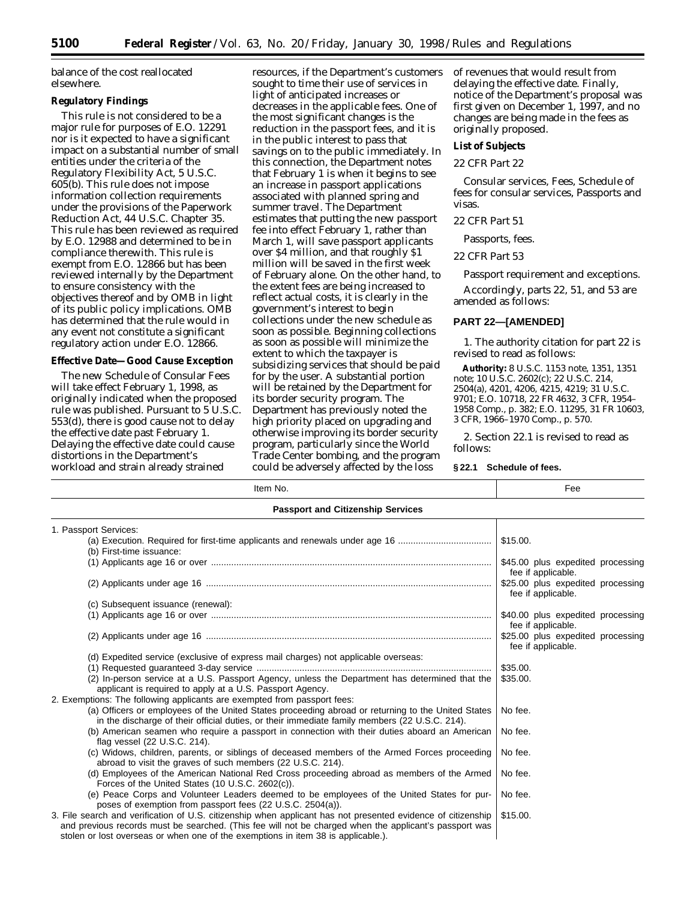balance of the cost reallocated elsewhere.

**Regulatory Findings**

This rule is not considered to be a major rule for purposes of E.O. 12291 nor is it expected to have a significant impact on a substantial number of small entities under the criteria of the Regulatory Flexibility Act, 5 U.S.C. 605(b). This rule does not impose information collection requirements under the provisions of the Paperwork Reduction Act, 44 U.S.C. Chapter 35. This rule has been reviewed as required by E.O. 12988 and determined to be in compliance therewith. This rule is exempt from E.O. 12866 but has been reviewed internally by the Department to ensure consistency with the objectives thereof and by OMB in light of its public policy implications. OMB has determined that the rule would in any event not constitute a significant regulatory action under E.O. 12866.

**Effective Date—Good Cause Exception**

The new Schedule of Consular Fees will take effect February 1, 1998, as originally indicated when the proposed rule was published. Pursuant to 5 U.S.C. 553(d), there is good cause not to delay the effective date past February 1. Delaying the effective date could cause distortions in the Department's workload and strain already strained resources, if the Department's customers sought to time their use of services in light of anticipated increases or decreases in the applicable fees. One of the most significant changes is the reduction in the passport fees, and it is in the public interest to pass that savings on to the public immediately. In this connection, the Department notes that February 1 is when it begins to see an increase in passport applications associated with planned spring and summer travel. The Department estimates that putting the new passport fee into effect February 1, rather than March 1, will save passport applicants over $4 million, and that roughly $1 million will be saved in the first week of February alone. On the other hand, to the extent fees are being increased to reflect actual costs, it is clearly in the government's interest to begin collections under the new schedule as soon as possible. Beginning collections as soon as possible will minimize the extent to which the taxpayer is subsidizing services that should be paid for by the user. A substantial portion will be retained by the Department for its border security program. The Department has previously noted the high priority placed on upgrading and otherwise improving its border security program, particularly since the World Trade Center bombing, and the program could be adversely affected by the loss of revenues that would result from delaying the effective date. Finally, notice of the Department's proposal was first given on December 1, 1997, and no changes are being made in the fees as originally proposed.

**List of Subjects**

22 CFR Part 22

Consular services, Fees, Schedule of fees for consular services, Passports and visas.

22 CFR Part 51

Passports, fees.

22 CFR Part 53

Passport requirement and exceptions.

Accordingly, parts 22, 51, and 53 are amended as follows:

**PART 22—[AMENDED]**

1. The authority citation for part 22 is revised to read as follows:

**Authority:** 8 U.S.C. 1153 note, 1351, 1351 note; 10 U.S.C. 2602(c); 22 U.S.C. 214, 2504(a), 4201, 4206, 4215, 4219; 31 U.S.C. 9701; E.O. 10718, 22 FR 4632, 3 CFR, 1954–1958 Comp., p. 382; E.O. 11295, 31 FR 10603, 3 CFR, 1966–1970 Comp., p. 570.

2. Section 22.1 is revised to read as follows:

**§ 22.1 Schedule of fees.**

| Item No. | Fee |
|---|---|
| **Passport and Citizenship Services** | |
| 1. Passport Services: | |
| (a) Execution. Required for first-time applicants and renewals under age 16 | $15.00. |
| (b) First-time issuance: | |
| (1) Applicants age 16 or over | $45.00 plus expedited processing fee if applicable. |
| (2) Applicants under age 16 | $25.00 plus expedited processing fee if applicable. |
| (c) Subsequent issuance (renewal): | |
| (1) Applicants age 16 or over | $40.00 plus expedited processing fee if applicable. |
| (2) Applicants under age 16 | $25.00 plus expedited processing fee if applicable. |
| (d) Expedited service (exclusive of express mail charges) not applicable overseas: | |
| (1) Requested guaranteed 3-day service | $35.00. |
| (2) In-person service at a U.S. Passport Agency, unless the Department has determined that the applicant is required to apply at a U.S. Passport Agency. | $35.00. |
| 2. Exemptions: The following applicants are exempted from passport fees: | |
| (a) Officers or employees of the United States proceeding abroad or returning to the United States in the discharge of their official duties, or their immediate family members (22 U.S.C. 214). | No fee. |
| (b) American seamen who require a passport in connection with their duties aboard an American flag vessel (22 U.S.C. 214). | No fee. |
| (c) Widows, children, parents, or siblings of deceased members of the Armed Forces proceeding abroad to visit the graves of such members (22 U.S.C. 214). | No fee. |
| (d) Employees of the American National Red Cross proceeding abroad as members of the Armed Forces of the United States (10 U.S.C. 2602(c)). | No fee. |
| (e) Peace Corps and Volunteer Leaders deemed to be employees of the United States for purposes of exemption from passport fees (22 U.S.C. 2504(a)). | No fee. |
| 3. File search and verification of U.S. citizenship when applicant has not presented evidence of citizenship and previous records must be searched. (This fee will not be charged when the applicant's passport was stolen or lost overseas or when one of the exemptions in item 38 is applicable.). | $15.00. |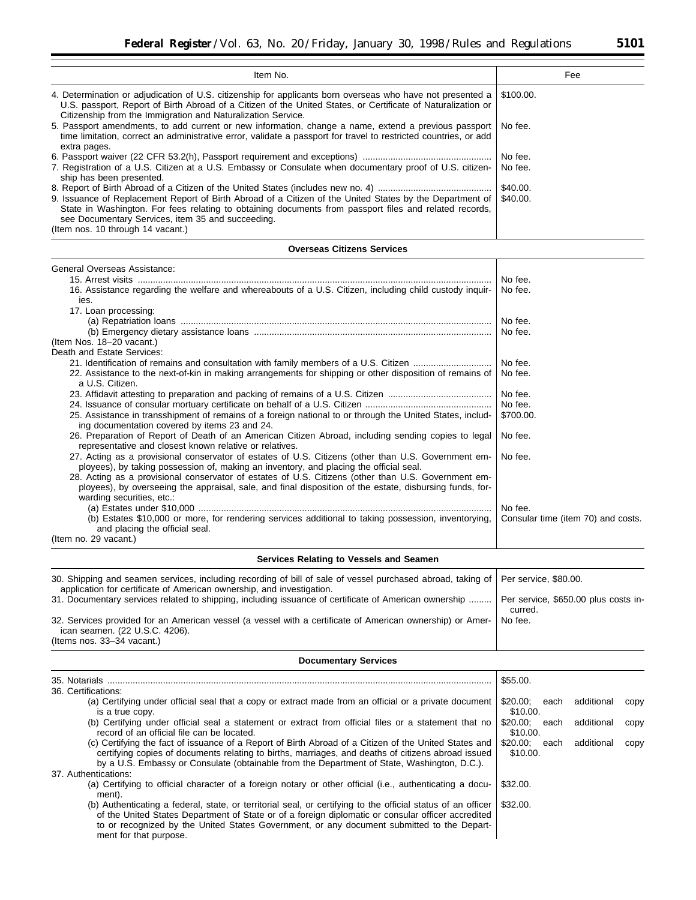| Item No. | Fee |
| --- | --- |
| 4. Determination or adjudication of U.S. citizenship for applicants born overseas who have not presented a U.S. passport, Report of Birth Abroad of a Citizen of the United States, or Certificate of Naturalization or Citizenship from the Immigration and Naturalization Service. | $100.00. |
| 5. Passport amendments, to add current or new information, change a name, extend a previous passport time limitation, correct an administrative error, validate a passport for travel to restricted countries, or add extra pages. | No fee. |
| 6. Passport waiver (22 CFR 53.2(h), Passport requirement and exceptions) | No fee. |
| 7. Registration of a U.S. Citizen at a U.S. Embassy or Consulate when documentary proof of U.S. citizenship has been presented. | No fee. |
| 8. Report of Birth Abroad of a Citizen of the United States (includes new no. 4) | $40.00. |
| 9. Issuance of Replacement Report of Birth Abroad of a Citizen of the United States by the Department of State in Washington. For fees relating to obtaining documents from passport files and related records, see Documentary Services, item 35 and succeeding. | $40.00. |
| (Item nos. 10 through 14 vacant.) | |
| **Overseas Citizens Services** | |
| General Overseas Assistance: | |
| 15. Arrest visits | No fee. |
| 16. Assistance regarding the welfare and whereabouts of a U.S. Citizen, including child custody inquiries. | No fee. |
| 17. Loan processing: | |
| (a) Repatriation loans | No fee. |
| (b) Emergency dietary assistance loans | No fee. |
| (Item Nos. 18–20 vacant.) | |
| Death and Estate Services: | |
| 21. Identification of remains and consultation with family members of a U.S. Citizen | No fee. |
| 22. Assistance to the next-of-kin in making arrangements for shipping or other disposition of remains of a U.S. Citizen. | No fee. |
| 23. Affidavit attesting to preparation and packing of remains of a U.S. Citizen | No fee. |
| 24. Issuance of consular mortuary certificate on behalf of a U.S. Citizen | No fee. |
| 25. Assistance in transshipment of remains of a foreign national to or through the United States, including documentation covered by items 23 and 24. | $700.00. |
| 26. Preparation of Report of Death of an American Citizen Abroad, including sending copies to legal representative and closest known relative or relatives. | No fee. |
| 27. Acting as a provisional conservator of estates of U.S. Citizens (other than U.S. Government employees), by taking possession of, making an inventory, and placing the official seal. | No fee. |
| 28. Acting as a provisional conservator of estates of U.S. Citizens (other than U.S. Government employees), by overseeing the appraisal, sale, and final disposition of the estate, disbursing funds, forwarding securities, etc.: | |
| (a) Estates under $10,000 | No fee. |
| (b) Estates $10,000 or more, for rendering services additional to taking possession, inventorying, and placing the official seal. | Consular time (item 70) and costs. |
| (Item no. 29 vacant.) | |
| **Services Relating to Vessels and Seamen** | |
| 30. Shipping and seamen services, including recording of bill of sale of vessel purchased abroad, taking of application for certificate of American ownership, and investigation. | Per service, $80.00. |
| 31. Documentary services related to shipping, including issuance of certificate of American ownership | Per service, $650.00 plus costs incurred. |
| 32. Services provided for an American vessel (a vessel with a certificate of American ownership) or American seamen. (22 U.S.C. 4206). | No fee. |
| (Items nos. 33–34 vacant.) | |
| **Documentary Services** | |
| 35. Notarials | $55.00. |
| 36. Certifications: | |
| (a) Certifying under official seal that a copy or extract made from an official or a private document is a true copy. | $20.00; each additional copy $10.00. |
| (b) Certifying under official seal a statement or extract from official files or a statement that no record of an official file can be located. | $20.00; each additional copy $10.00. |
| (c) Certifying the fact of issuance of a Report of Birth Abroad of a Citizen of the United States and certifying copies of documents relating to births, marriages, and deaths of citizens abroad issued by a U.S. Embassy or Consulate (obtainable from the Department of State, Washington, D.C.). | $20.00; each additional copy $10.00. |
| 37. Authentications: | |
| (a) Certifying to official character of a foreign notary or other official (i.e., authenticating a document). | $32.00. |
| (b) Authenticating a federal, state, or territorial seal, or certifying to the official status of an officer of the United States Department of State or of a foreign diplomatic or consular officer accredited to or recognized by the United States Government, or any document submitted to the Department for that purpose. | $32.00. |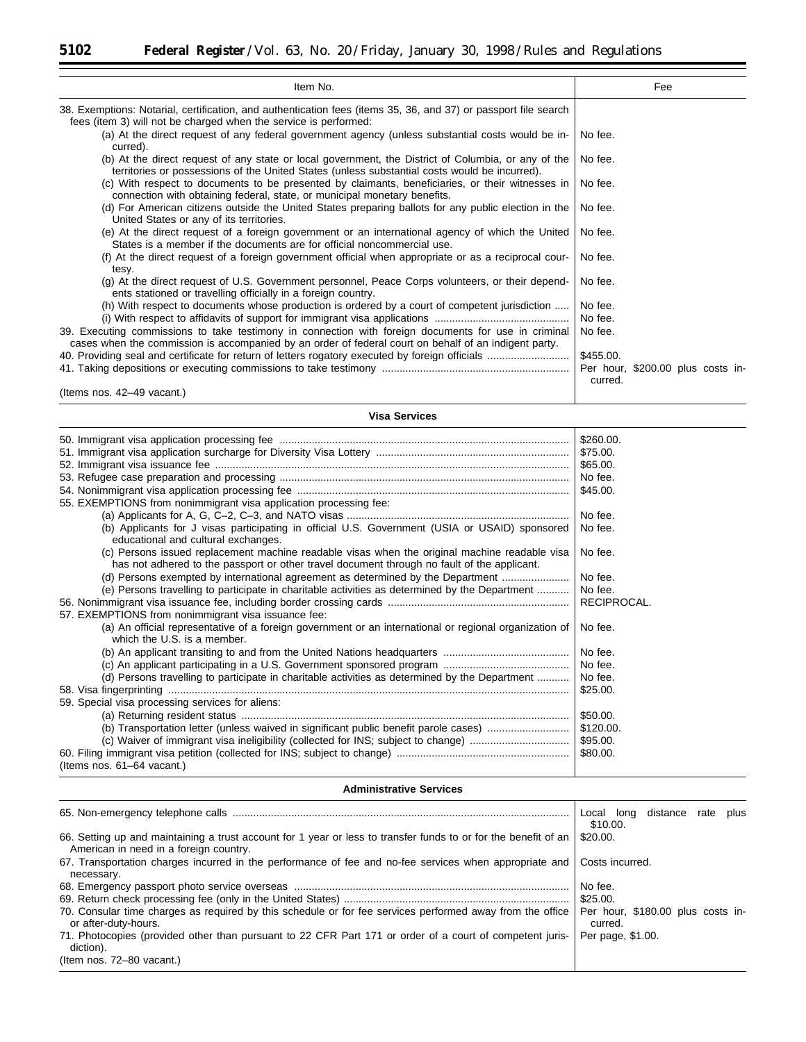| Item No. | Fee |
|---|---|
| 38. Exemptions: Notarial, certification, and authentication fees (items 35, 36, and 37) or passport file search fees (item 3) will not be charged when the service is performed: | |
| (a) At the direct request of any federal government agency (unless substantial costs would be incurred). | No fee. |
| (b) At the direct request of any state or local government, the District of Columbia, or any of the territories or possessions of the United States (unless substantial costs would be incurred). | No fee. |
| (c) With respect to documents to be presented by claimants, beneficiaries, or their witnesses in connection with obtaining federal, state, or municipal monetary benefits. | No fee. |
| (d) For American citizens outside the United States preparing ballots for any public election in the United States or any of its territories. | No fee. |
| (e) At the direct request of a foreign government or an international agency of which the United States is a member if the documents are for official noncommercial use. | No fee. |
| (f) At the direct request of a foreign government official when appropriate or as a reciprocal courtesy. | No fee. |
| (g) At the direct request of U.S. Government personnel, Peace Corps volunteers, or their dependents stationed or travelling officially in a foreign country. | No fee. |
| (h) With respect to documents whose production is ordered by a court of competent jurisdiction | No fee. |
| (i) With respect to affidavits of support for immigrant visa applications | No fee. |
| 39. Executing commissions to take testimony in connection with foreign documents for use in criminal cases when the commission is accompanied by an order of federal court on behalf of an indigent party. | No fee. |
| 40. Providing seal and certificate for return of letters rogatory executed by foreign officials | $455.00. |
| 41. Taking depositions or executing commissions to take testimony | Per hour, $200.00 plus costs incurred. |
| (Items nos. 42–49 vacant.) | |
| **Visa Services** | |
| 50. Immigrant visa application processing fee | $260.00. |
| 51. Immigrant visa application surcharge for Diversity Visa Lottery | $75.00. |
| 52. Immigrant visa issuance fee | $65.00. |
| 53. Refugee case preparation and processing | No fee. |
| 54. Nonimmigrant visa application processing fee | $45.00. |
| 55. EXEMPTIONS from nonimmigrant visa application processing fee: | |
| (a) Applicants for A, G, C–2, C–3, and NATO visas | No fee. |
| (b) Applicants for J visas participating in official U.S. Government (USIA or USAID) sponsored educational and cultural exchanges. | No fee. |
| (c) Persons issued replacement machine readable visas when the original machine readable visa has not adhered to the passport or other travel document through no fault of the applicant. | No fee. |
| (d) Persons exempted by international agreement as determined by the Department | No fee. |
| (e) Persons travelling to participate in charitable activities as determined by the Department | No fee. |
| 56. Nonimmigrant visa issuance fee, including border crossing cards | RECIPROCAL. |
| 57. EXEMPTIONS from nonimmigrant visa issuance fee: | |
| (a) An official representative of a foreign government or an international or regional organization of which the U.S. is a member. | No fee. |
| (b) An applicant transiting to and from the United Nations headquarters | No fee. |
| (c) An applicant participating in a U.S. Government sponsored program | No fee. |
| (d) Persons travelling to participate in charitable activities as determined by the Department | No fee. |
| 58. Visa fingerprinting | $25.00. |
| 59. Special visa processing services for aliens: | |
| (a) Returning resident status | $50.00. |
| (b) Transportation letter (unless waived in significant public benefit parole cases) | $120.00. |
| (c) Waiver of immigrant visa ineligibility (collected for INS; subject to change) | $95.00. |
| 60. Filing immigrant visa petition (collected for INS; subject to change) | $80.00. |
| (Items nos. 61–64 vacant.) | |
| **Administrative Services** | |
| 65. Non-emergency telephone calls | Local long distance rate plus $10.00. |
| 66. Setting up and maintaining a trust account for 1 year or less to transfer funds to or for the benefit of an American in need in a foreign country. | $20.00. |
| 67. Transportation charges incurred in the performance of fee and no-fee services when appropriate and necessary. | Costs incurred. |
| 68. Emergency passport photo service overseas | No fee. |
| 69. Return check processing fee (only in the United States) | $25.00. |
| 70. Consular time charges as required by this schedule or for fee services performed away from the office or after-duty-hours. | Per hour, $180.00 plus costs incurred. |
| 71. Photocopies (provided other than pursuant to 22 CFR Part 171 or order of a court of competent jurisdiction). | Per page, $1.00. |
| (Item nos. 72–80 vacant.) | |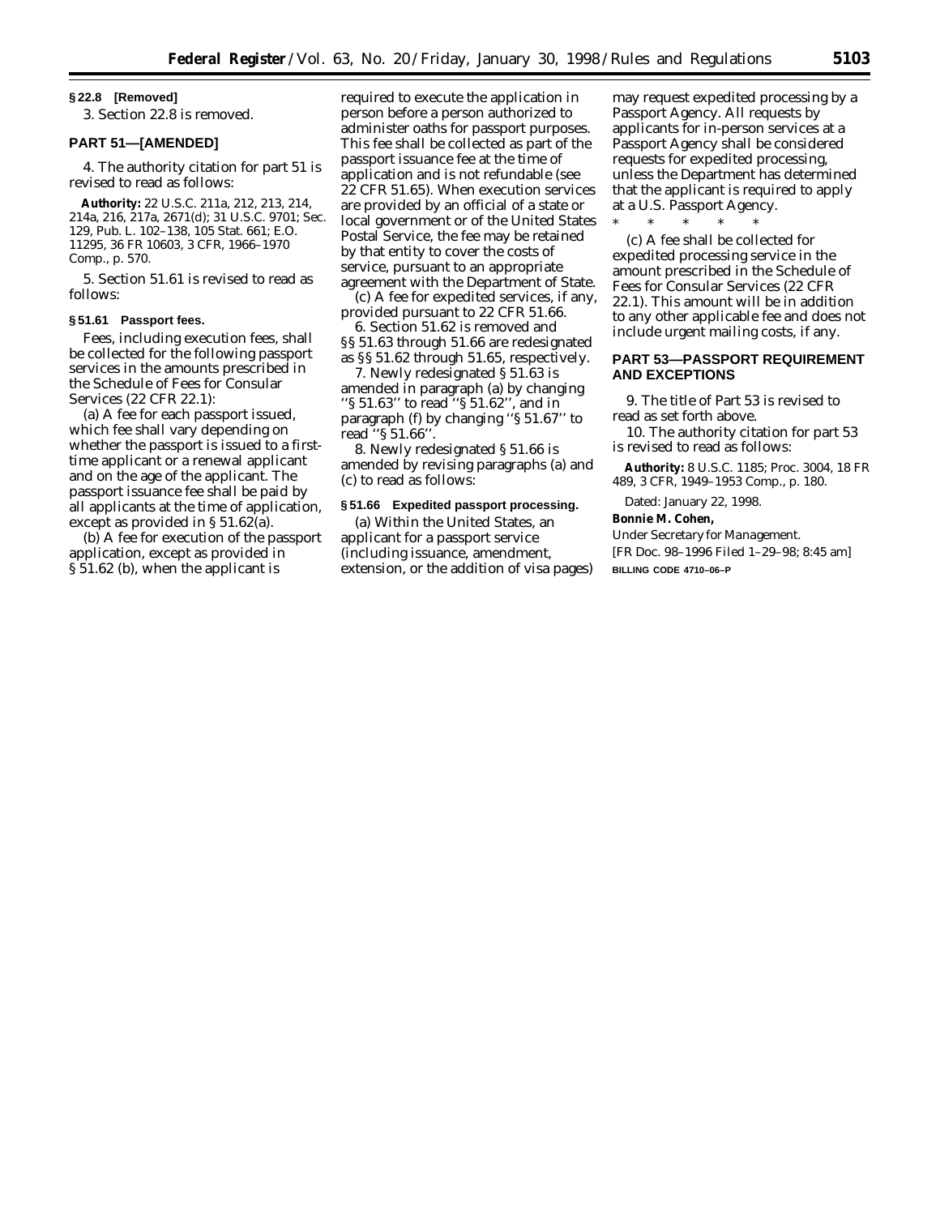**§ 22.8 [Removed]**

3. Section 22.8 is removed.

**PART 51—[AMENDED]**

4. The authority citation for part 51 is revised to read as follows:

**Authority:** 22 U.S.C. 211a, 212, 213, 214, 214a, 216, 217a, 2671(d); 31 U.S.C. 9701; Sec. 129, Pub. L. 102–138, 105 Stat. 661; E.O. 11295, 36 FR 10603, 3 CFR, 1966–1970 Comp., p. 570.

5. Section 51.61 is revised to read as follows:

**§ 51.61 Passport fees.**

Fees, including execution fees, shall be collected for the following passport services in the amounts prescribed in the Schedule of Fees for Consular Services (22 CFR 22.1):

(a) A fee for each passport issued, which fee shall vary depending on whether the passport is issued to a first-time applicant or a renewal applicant and on the age of the applicant. The passport issuance fee shall be paid by all applicants at the time of application, except as provided in § 51.62(a).

(b) A fee for execution of the passport application, except as provided in § 51.62 (b), when the applicant is required to execute the application in person before a person authorized to administer oaths for passport purposes. This fee shall be collected as part of the passport issuance fee at the time of application and is not refundable (see 22 CFR 51.65). When execution services are provided by an official of a state or local government or of the United States Postal Service, the fee may be retained by that entity to cover the costs of service, pursuant to an appropriate agreement with the Department of State.

(c) A fee for expedited services, if any, provided pursuant to 22 CFR 51.66.

6. Section 51.62 is removed and §§ 51.63 through 51.66 are redesignated as §§ 51.62 through 51.65, respectively.

7. Newly redesignated § 51.63 is amended in paragraph (a) by changing "§ 51.63" to read "§ 51.62", and in paragraph (f) by changing "§ 51.67" to read "§ 51.66".

8. Newly redesignated § 51.66 is amended by revising paragraphs (a) and (c) to read as follows:

**§ 51.66 Expedited passport processing.**

(a) Within the United States, an applicant for a passport service (including issuance, amendment, extension, or the addition of visa pages) may request expedited processing by a Passport Agency. All requests by applicants for in-person services at a Passport Agency shall be considered requests for expedited processing, unless the Department has determined that the applicant is required to apply at a U.S. Passport Agency.

\* \* \* \* \*

(c) A fee shall be collected for expedited processing service in the amount prescribed in the Schedule of Fees for Consular Services (22 CFR 22.1). This amount will be in addition to any other applicable fee and does not include urgent mailing costs, if any.

**PART 53—PASSPORT REQUIREMENT AND EXCEPTIONS**

9. The title of Part 53 is revised to read as set forth above.

10. The authority citation for part 53 is revised to read as follows:

**Authority:** 8 U.S.C. 1185; Proc. 3004, 18 FR 489, 3 CFR, 1949–1953 Comp., p. 180.

Dated: January 22, 1998.

**Bonnie M. Cohen,**

*Under Secretary for Management.*

[FR Doc. 98–1996 Filed 1–29–98; 8:45 am]

BILLING CODE 4710–06–P